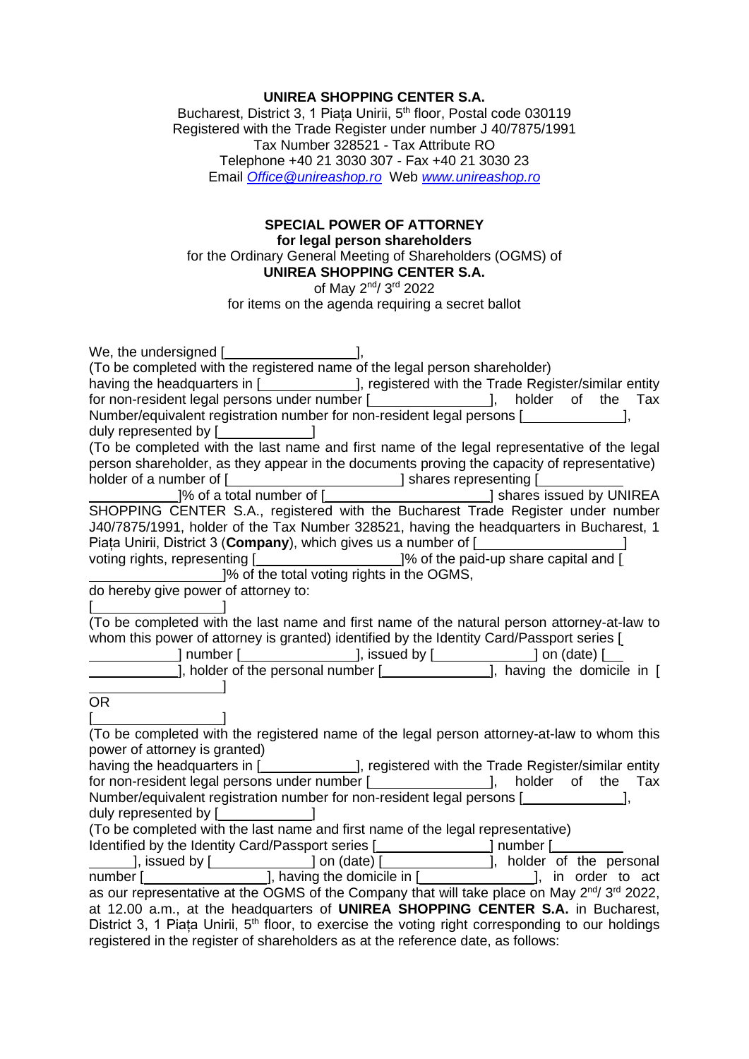**UNIREA SHOPPING CENTER S.A.**
Bucharest, District 3, 1 Piața Unirii, 5th floor, Postal code 030119
Registered with the Trade Register under number J 40/7875/1991
Tax Number 328521 - Tax Attribute RO
Telephone +40 21 3030 307 - Fax +40 21 3030 23
Email *Office@unireashop.ro* Web *www.unireashop.ro*

**SPECIAL POWER OF ATTORNEY**
**for legal person shareholders**
for the Ordinary General Meeting of Shareholders (OGMS) of
**UNIREA SHOPPING CENTER S.A.**
of May 2nd/ 3rd 2022
for items on the agenda requiring a secret ballot

We, the undersigned [\_\_\_\_\_\_\_\_\_\_\_\_\_\_\_\_\_\_],
(To be completed with the registered name of the legal person shareholder)
having the headquarters in [\_\_\_\_\_\_\_\_\_\_\_\_\_], registered with the Trade Register/similar entity for non-resident legal persons under number [\_\_\_\_\_\_\_\_\_\_\_\_\_\_\_\_], holder of the Tax Number/equivalent registration number for non-resident legal persons [\_\_\_\_\_\_\_\_\_\_\_\_\_\_],
duly represented by [\_\_\_\_\_\_\_\_\_\_\_\_\_]
(To be completed with the last name and first name of the legal representative of the legal person shareholder, as they appear in the documents proving the capacity of representative)
holder of a number of [\_\_\_\_\_\_\_\_\_\_\_\_\_\_\_\_\_\_\_\_\_\_\_\_] shares representing [\_\_\_\_\_\_\_\_\_\_\_\_\_\_\_\_\_\_\_\_\_\_\_\_]% of a total number of [\_\_\_\_\_\_\_\_\_\_\_\_\_\_\_\_\_\_\_\_\_\_\_\_] shares issued by UNIREA SHOPPING CENTER S.A., registered with the Bucharest Trade Register under number J40/7875/1991, holder of the Tax Number 328521, having the headquarters in Bucharest, 1 Piața Unirii, District 3 (**Company**), which gives us a number of [\_\_\_\_\_\_\_\_\_\_\_\_\_\_\_\_\_\_\_\_\_\_\_\_] voting rights, representing [\_\_\_\_\_\_\_\_\_\_\_\_\_\_\_\_\_\_\_\_]% of the paid-up share capital and [\_\_\_\_\_\_\_\_\_\_\_\_\_\_\_\_\_\_\_\_\_\_\_\_]% of the total voting rights in the OGMS,
do hereby give power of attorney to:
[\_\_\_\_\_\_\_\_\_\_\_\_\_\_\_\_\_\_\_\_]
(To be completed with the last name and first name of the natural person attorney-at-law to whom this power of attorney is granted) identified by the Identity Card/Passport series [\_\_\_\_\_\_\_\_\_\_\_\_\_\_\_\_] number [\_\_\_\_\_\_\_\_\_\_\_\_\_\_\_\_\_], issued by [\_\_\_\_\_\_\_\_\_\_\_\_\_\_\_] on (date) [\_\_\_\_\_\_\_\_\_\_\_\_\_\_\_\_\_\_\_], holder of the personal number [\_\_\_\_\_\_\_\_\_\_\_\_\_\_\_\_\_], having the domicile in [\_\_\_\_\_\_\_\_\_\_\_\_\_\_\_\_\_\_\_\_]

OR

[\_\_\_\_\_\_\_\_\_\_\_\_\_\_\_\_\_\_\_\_]
(To be completed with the registered name of the legal person attorney-at-law to whom this power of attorney is granted)
having the headquarters in [\_\_\_\_\_\_\_\_\_\_\_\_\_], registered with the Trade Register/similar entity for non-resident legal persons under number [\_\_\_\_\_\_\_\_\_\_\_\_\_\_\_\_], holder of the Tax Number/equivalent registration number for non-resident legal persons [\_\_\_\_\_\_\_\_\_\_\_\_\_\_\_],
duly represented by [\_\_\_\_\_\_\_\_\_\_\_\_\_]
(To be completed with the last name and first name of the legal representative)
Identified by the Identity Card/Passport series [\_\_\_\_\_\_\_\_\_\_\_\_\_\_\_\_] number [\_\_\_\_\_\_\_\_\_\_\_\_\_\_\_\_\_], issued by [\_\_\_\_\_\_\_\_\_\_\_\_\_\_\_] on (date) [\_\_\_\_\_\_\_\_\_\_\_\_\_\_\_\_], holder of the personal number [\_\_\_\_\_\_\_\_\_\_\_\_\_\_\_\_\_\_\_], having the domicile in [\_\_\_\_\_\_\_\_\_\_\_\_\_\_\_\_\_\_], in order to act as our representative at the OGMS of the Company that will take place on May 2nd/ 3rd 2022, at 12.00 a.m., at the headquarters of **UNIREA SHOPPING CENTER S.A.** in Bucharest, District 3, 1 Piața Unirii, 5th floor, to exercise the voting right corresponding to our holdings registered in the register of shareholders as at the reference date, as follows: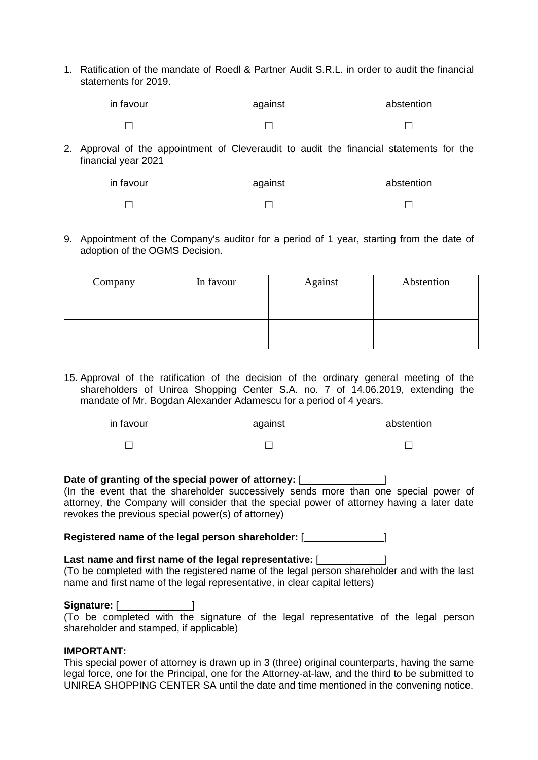1. Ratification of the mandate of Roedl & Partner Audit S.R.L. in order to audit the financial statements for 2019.

| in favour | against | abstention |
|---|---|---|
| ☐ | ☐ | ☐ |

2. Approval of the appointment of Cleveraudit to audit the financial statements for the financial year 2021

| in favour | against | abstention |
|---|---|---|
| ☐ | ☐ | ☐ |

9. Appointment of the Company's auditor for a period of 1 year, starting from the date of adoption of the OGMS Decision.

| Company | In favour | Against | Abstention |
|---|---|---|---|
| | | | |
| | | | |
| | | | |
| | | | |

15. Approval of the ratification of the decision of the ordinary general meeting of the shareholders of Unirea Shopping Center S.A. no. 7 of 14.06.2019, extending the mandate of Mr. Bogdan Alexander Adamescu for a period of 4 years.

| in favour | against | abstention |
|---|---|---|
| ☐ | ☐ | ☐ |

**Date of granting of the special power of attorney:** [______________]

(In the event that the shareholder successively sends more than one special power of attorney, the Company will consider that the special power of attorney having a later date revokes the previous special power(s) of attorney)

**Registered name of the legal person shareholder:** [______________]

**Last name and first name of the legal representative:** [___________]

(To be completed with the registered name of the legal person shareholder and with the last name and first name of the legal representative, in clear capital letters)

**Signature:** [_____________]

(To be completed with the signature of the legal representative of the legal person shareholder and stamped, if applicable)

**IMPORTANT:**

This special power of attorney is drawn up in 3 (three) original counterparts, having the same legal force, one for the Principal, one for the Attorney-at-law, and the third to be submitted to UNIREA SHOPPING CENTER SA until the date and time mentioned in the convening notice.